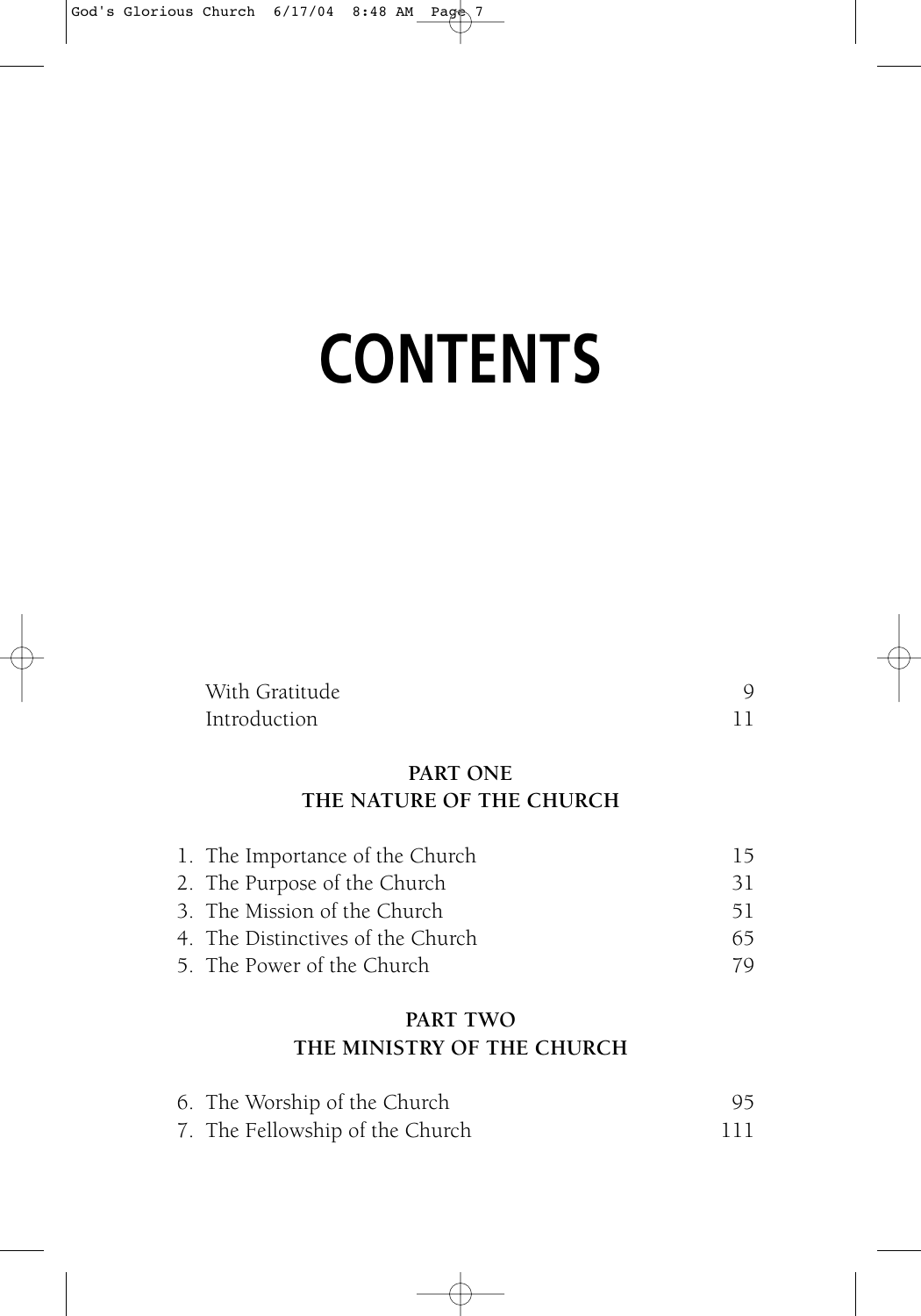# CONTENTS

| | |
|---|---|
| With Gratitude | 9 |
| Introduction | 11 |

## PART ONE
## THE NATURE OF THE CHURCH

| | |
|---|---|
| 1. The Importance of the Church | 15 |
| 2. The Purpose of the Church | 31 |
| 3. The Mission of the Church | 51 |
| 4. The Distinctives of the Church | 65 |
| 5. The Power of the Church | 79 |

## PART TWO
## THE MINISTRY OF THE CHURCH

| | |
|---|---|
| 6. The Worship of the Church | 95 |
| 7. The Fellowship of the Church | 111 |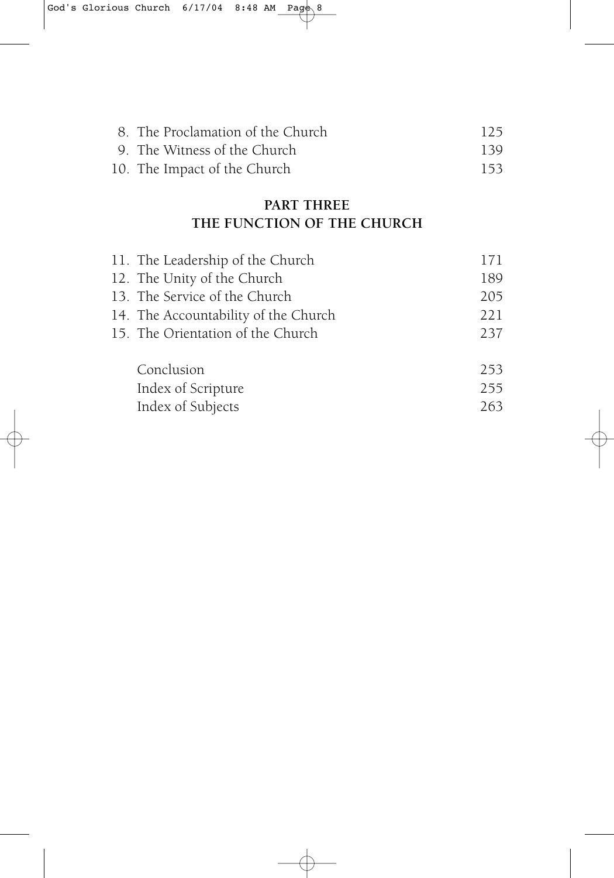8. The Proclamation of the Church 125
9. The Witness of the Church 139
10. The Impact of the Church 153

## PART THREE
## THE FUNCTION OF THE CHURCH

11. The Leadership of the Church 171
12. The Unity of the Church 189
13. The Service of the Church 205
14. The Accountability of the Church 221
15. The Orientation of the Church 237

Conclusion 253
Index of Scripture 255
Index of Subjects 263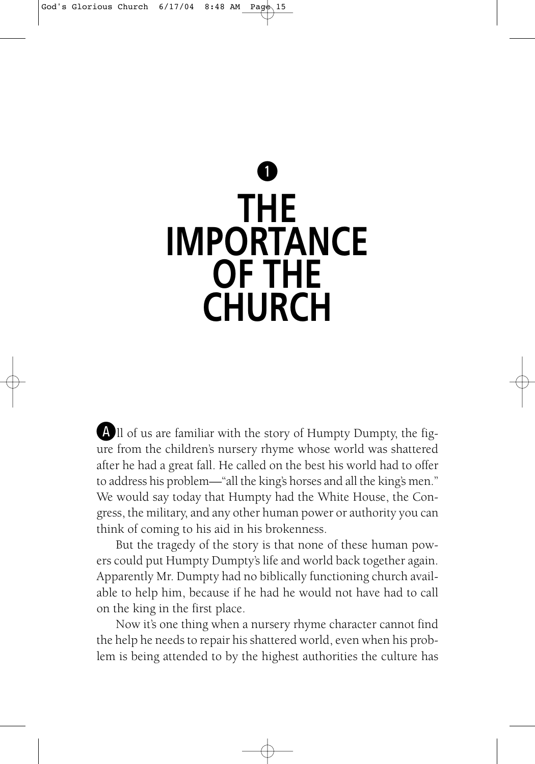# 1 THE IMPORTANCE OF THE CHURCH

All of us are familiar with the story of Humpty Dumpty, the figure from the children's nursery rhyme whose world was shattered after he had a great fall. He called on the best his world had to offer to address his problem—"all the king's horses and all the king's men." We would say today that Humpty had the White House, the Congress, the military, and any other human power or authority you can think of coming to his aid in his brokenness.

But the tragedy of the story is that none of these human powers could put Humpty Dumpty's life and world back together again. Apparently Mr. Dumpty had no biblically functioning church available to help him, because if he had he would not have had to call on the king in the first place.

Now it's one thing when a nursery rhyme character cannot find the help he needs to repair his shattered world, even when his problem is being attended to by the highest authorities the culture has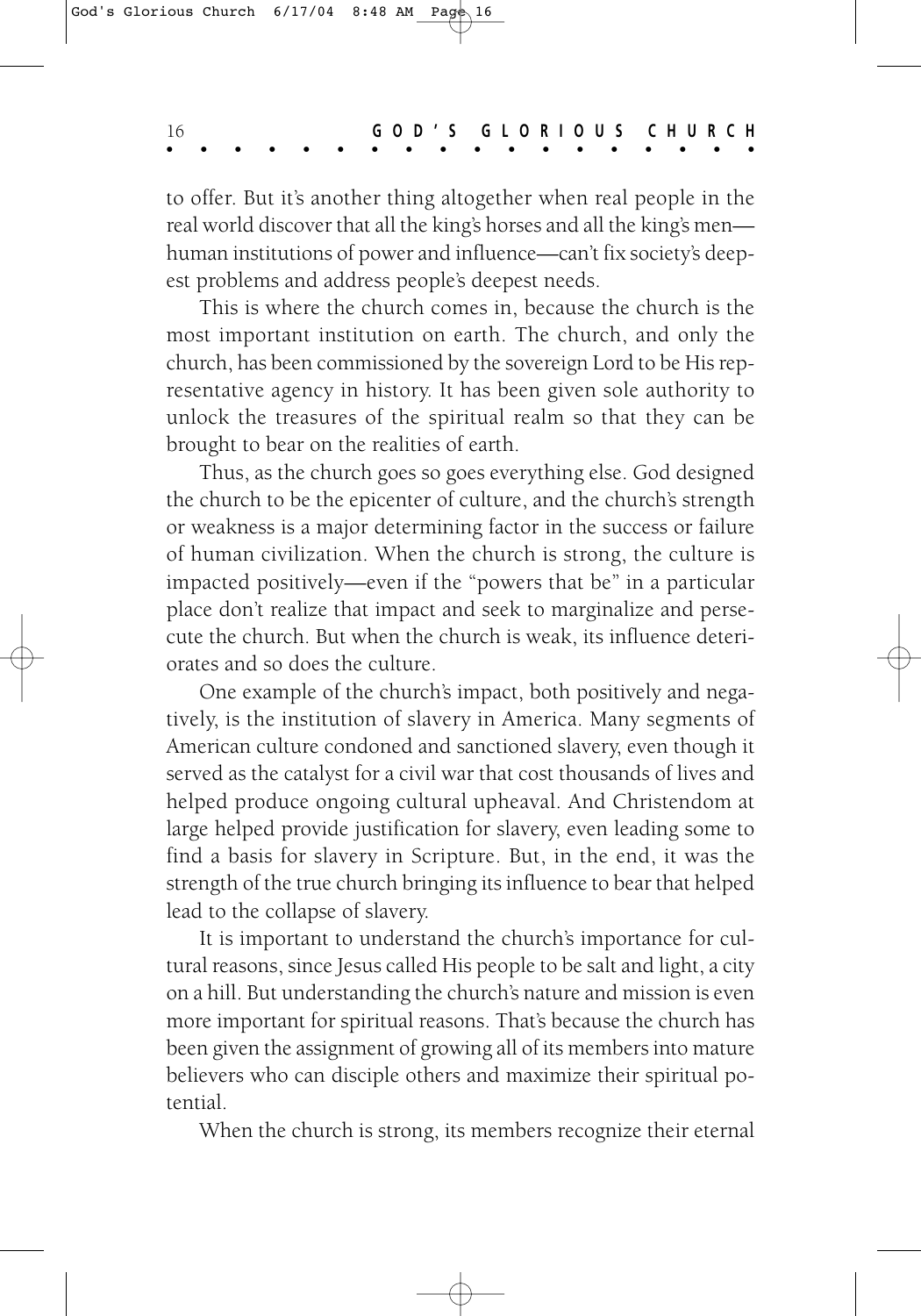to offer. But it's another thing altogether when real people in the real world discover that all the king's horses and all the king's men—human institutions of power and influence—can't fix society's deepest problems and address people's deepest needs.

This is where the church comes in, because the church is the most important institution on earth. The church, and only the church, has been commissioned by the sovereign Lord to be His representative agency in history. It has been given sole authority to unlock the treasures of the spiritual realm so that they can be brought to bear on the realities of earth.

Thus, as the church goes so goes everything else. God designed the church to be the epicenter of culture, and the church's strength or weakness is a major determining factor in the success or failure of human civilization. When the church is strong, the culture is impacted positively—even if the "powers that be" in a particular place don't realize that impact and seek to marginalize and persecute the church. But when the church is weak, its influence deteriorates and so does the culture.

One example of the church's impact, both positively and negatively, is the institution of slavery in America. Many segments of American culture condoned and sanctioned slavery, even though it served as the catalyst for a civil war that cost thousands of lives and helped produce ongoing cultural upheaval. And Christendom at large helped provide justification for slavery, even leading some to find a basis for slavery in Scripture. But, in the end, it was the strength of the true church bringing its influence to bear that helped lead to the collapse of slavery.

It is important to understand the church's importance for cultural reasons, since Jesus called His people to be salt and light, a city on a hill. But understanding the church's nature and mission is even more important for spiritual reasons. That's because the church has been given the assignment of growing all of its members into mature believers who can disciple others and maximize their spiritual potential.

When the church is strong, its members recognize their eternal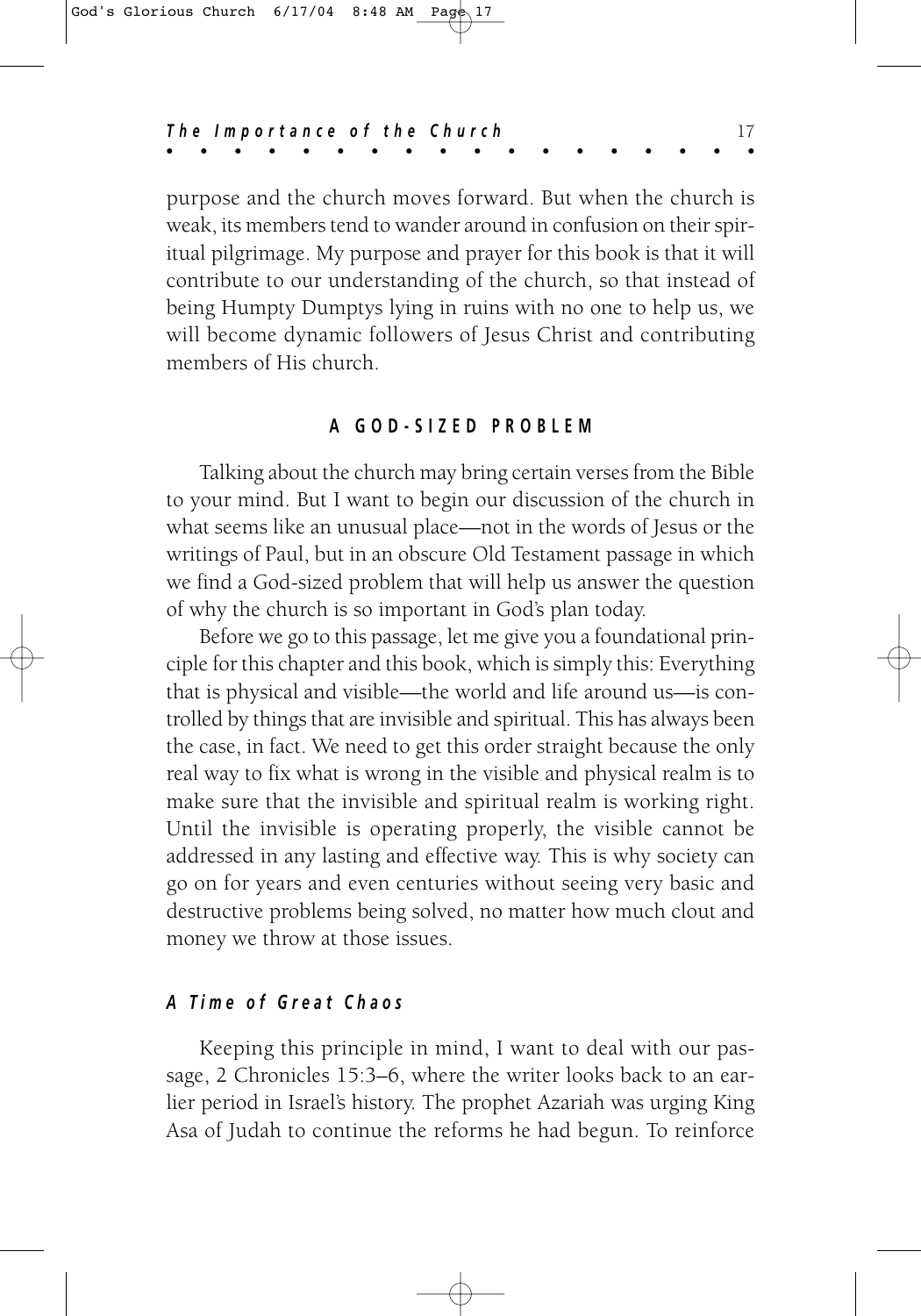purpose and the church moves forward. But when the church is weak, its members tend to wander around in confusion on their spiritual pilgrimage. My purpose and prayer for this book is that it will contribute to our understanding of the church, so that instead of being Humpty Dumptys lying in ruins with no one to help us, we will become dynamic followers of Jesus Christ and contributing members of His church.

## A GOD-SIZED PROBLEM

Talking about the church may bring certain verses from the Bible to your mind. But I want to begin our discussion of the church in what seems like an unusual place—not in the words of Jesus or the writings of Paul, but in an obscure Old Testament passage in which we find a God-sized problem that will help us answer the question of why the church is so important in God's plan today.

Before we go to this passage, let me give you a foundational principle for this chapter and this book, which is simply this: Everything that is physical and visible—the world and life around us—is controlled by things that are invisible and spiritual. This has always been the case, in fact. We need to get this order straight because the only real way to fix what is wrong in the visible and physical realm is to make sure that the invisible and spiritual realm is working right. Until the invisible is operating properly, the visible cannot be addressed in any lasting and effective way. This is why society can go on for years and even centuries without seeing very basic and destructive problems being solved, no matter how much clout and money we throw at those issues.

### *A Time of Great Chaos*

Keeping this principle in mind, I want to deal with our passage, 2 Chronicles 15:3–6, where the writer looks back to an earlier period in Israel's history. The prophet Azariah was urging King Asa of Judah to continue the reforms he had begun. To reinforce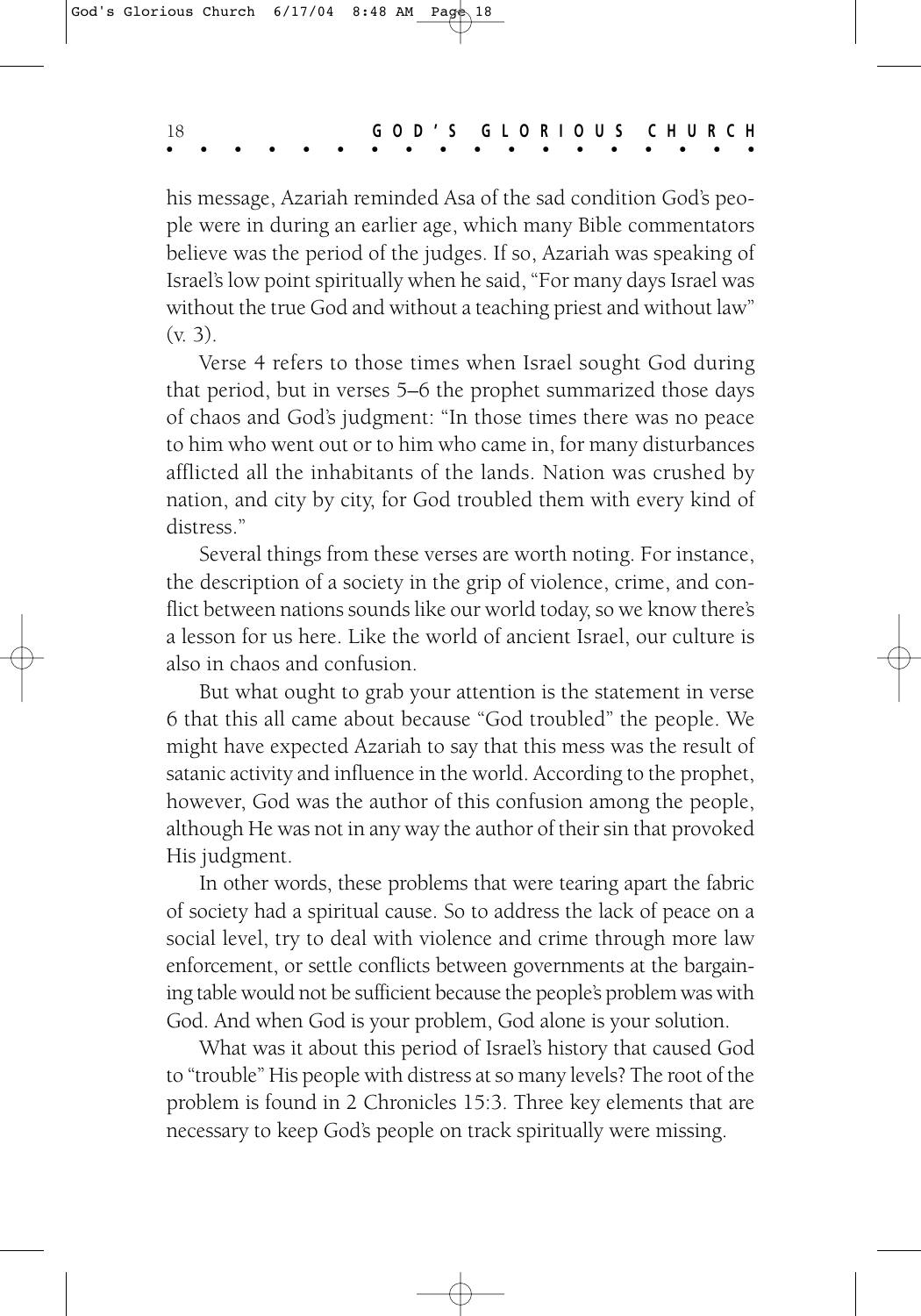his message, Azariah reminded Asa of the sad condition God's people were in during an earlier age, which many Bible commentators believe was the period of the judges. If so, Azariah was speaking of Israel's low point spiritually when he said, "For many days Israel was without the true God and without a teaching priest and without law" (v. 3).

Verse 4 refers to those times when Israel sought God during that period, but in verses 5–6 the prophet summarized those days of chaos and God's judgment: "In those times there was no peace to him who went out or to him who came in, for many disturbances afflicted all the inhabitants of the lands. Nation was crushed by nation, and city by city, for God troubled them with every kind of distress."

Several things from these verses are worth noting. For instance, the description of a society in the grip of violence, crime, and conflict between nations sounds like our world today, so we know there's a lesson for us here. Like the world of ancient Israel, our culture is also in chaos and confusion.

But what ought to grab your attention is the statement in verse 6 that this all came about because "God troubled" the people. We might have expected Azariah to say that this mess was the result of satanic activity and influence in the world. According to the prophet, however, God was the author of this confusion among the people, although He was not in any way the author of their sin that provoked His judgment.

In other words, these problems that were tearing apart the fabric of society had a spiritual cause. So to address the lack of peace on a social level, try to deal with violence and crime through more law enforcement, or settle conflicts between governments at the bargaining table would not be sufficient because the people's problem was with God. And when God is your problem, God alone is your solution.

What was it about this period of Israel's history that caused God to "trouble" His people with distress at so many levels? The root of the problem is found in 2 Chronicles 15:3. Three key elements that are necessary to keep God's people on track spiritually were missing.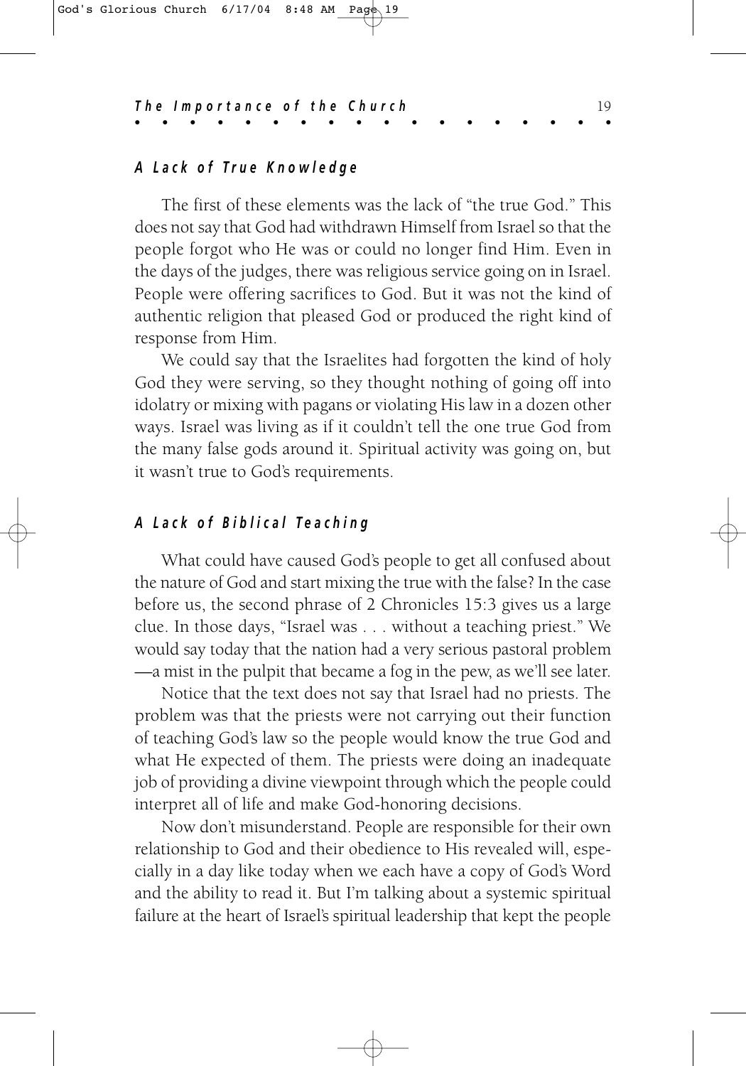### *A Lack of True Knowledge*

The first of these elements was the lack of "the true God." This does not say that God had withdrawn Himself from Israel so that the people forgot who He was or could no longer find Him. Even in the days of the judges, there was religious service going on in Israel. People were offering sacrifices to God. But it was not the kind of authentic religion that pleased God or produced the right kind of response from Him.

We could say that the Israelites had forgotten the kind of holy God they were serving, so they thought nothing of going off into idolatry or mixing with pagans or violating His law in a dozen other ways. Israel was living as if it couldn't tell the one true God from the many false gods around it. Spiritual activity was going on, but it wasn't true to God's requirements.

### *A Lack of Biblical Teaching*

What could have caused God's people to get all confused about the nature of God and start mixing the true with the false? In the case before us, the second phrase of 2 Chronicles 15:3 gives us a large clue. In those days, "Israel was . . . without a teaching priest." We would say today that the nation had a very serious pastoral problem —a mist in the pulpit that became a fog in the pew, as we'll see later.

Notice that the text does not say that Israel had no priests. The problem was that the priests were not carrying out their function of teaching God's law so the people would know the true God and what He expected of them. The priests were doing an inadequate job of providing a divine viewpoint through which the people could interpret all of life and make God-honoring decisions.

Now don't misunderstand. People are responsible for their own relationship to God and their obedience to His revealed will, especially in a day like today when we each have a copy of God's Word and the ability to read it. But I'm talking about a systemic spiritual failure at the heart of Israel's spiritual leadership that kept the people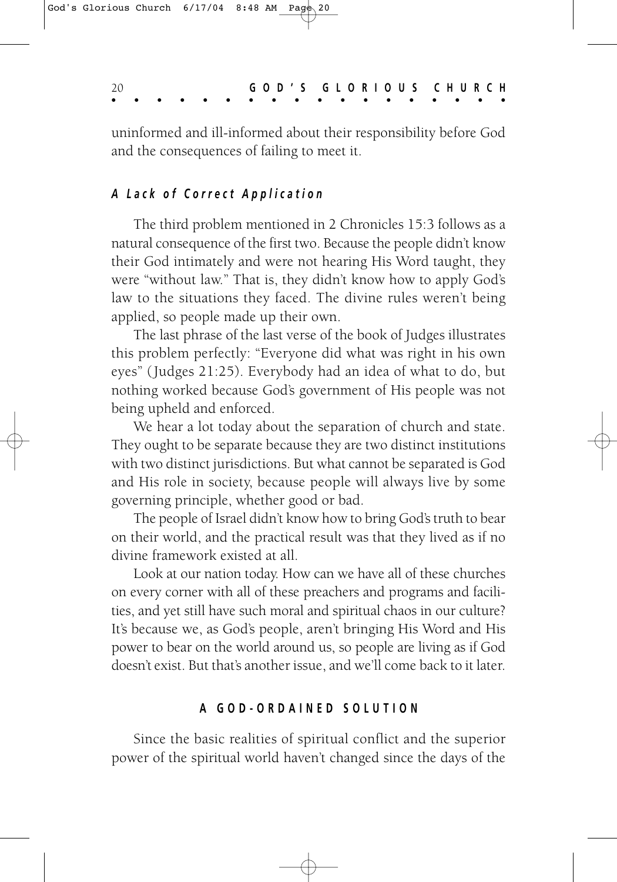uninformed and ill-informed about their responsibility before God and the consequences of failing to meet it.

### *A Lack of Correct Application*

The third problem mentioned in 2 Chronicles 15:3 follows as a natural consequence of the first two. Because the people didn't know their God intimately and were not hearing His Word taught, they were "without law." That is, they didn't know how to apply God's law to the situations they faced. The divine rules weren't being applied, so people made up their own.

The last phrase of the last verse of the book of Judges illustrates this problem perfectly: "Everyone did what was right in his own eyes" (Judges 21:25). Everybody had an idea of what to do, but nothing worked because God's government of His people was not being upheld and enforced.

We hear a lot today about the separation of church and state. They ought to be separate because they are two distinct institutions with two distinct jurisdictions. But what cannot be separated is God and His role in society, because people will always live by some governing principle, whether good or bad.

The people of Israel didn't know how to bring God's truth to bear on their world, and the practical result was that they lived as if no divine framework existed at all.

Look at our nation today. How can we have all of these churches on every corner with all of these preachers and programs and facilities, and yet still have such moral and spiritual chaos in our culture? It's because we, as God's people, aren't bringing His Word and His power to bear on the world around us, so people are living as if God doesn't exist. But that's another issue, and we'll come back to it later.

## A GOD-ORDAINED SOLUTION

Since the basic realities of spiritual conflict and the superior power of the spiritual world haven't changed since the days of the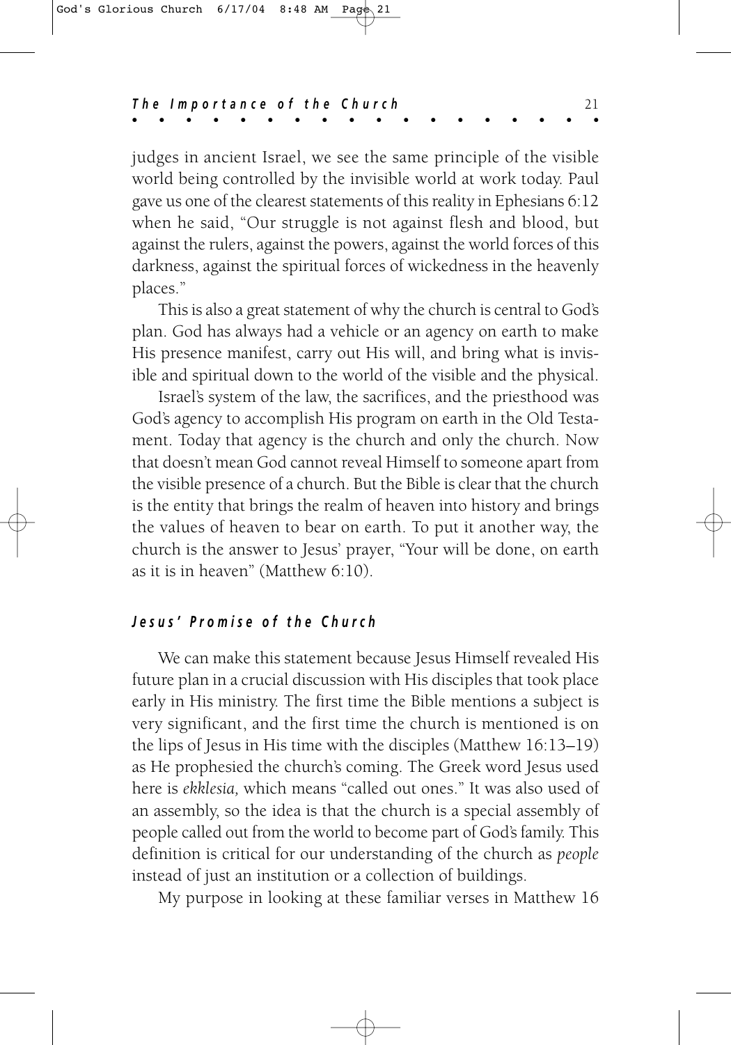judges in ancient Israel, we see the same principle of the visible world being controlled by the invisible world at work today. Paul gave us one of the clearest statements of this reality in Ephesians 6:12 when he said, "Our struggle is not against flesh and blood, but against the rulers, against the powers, against the world forces of this darkness, against the spiritual forces of wickedness in the heavenly places."

This is also a great statement of why the church is central to God's plan. God has always had a vehicle or an agency on earth to make His presence manifest, carry out His will, and bring what is invisible and spiritual down to the world of the visible and the physical.

Israel's system of the law, the sacrifices, and the priesthood was God's agency to accomplish His program on earth in the Old Testament. Today that agency is the church and only the church. Now that doesn't mean God cannot reveal Himself to someone apart from the visible presence of a church. But the Bible is clear that the church is the entity that brings the realm of heaven into history and brings the values of heaven to bear on earth. To put it another way, the church is the answer to Jesus' prayer, "Your will be done, on earth as it is in heaven" (Matthew 6:10).

### *Jesus' Promise of the Church*

We can make this statement because Jesus Himself revealed His future plan in a crucial discussion with His disciples that took place early in His ministry. The first time the Bible mentions a subject is very significant, and the first time the church is mentioned is on the lips of Jesus in His time with the disciples (Matthew 16:13–19) as He prophesied the church's coming. The Greek word Jesus used here is *ekklesia,* which means "called out ones." It was also used of an assembly, so the idea is that the church is a special assembly of people called out from the world to become part of God's family. This definition is critical for our understanding of the church as *people* instead of just an institution or a collection of buildings.

My purpose in looking at these familiar verses in Matthew 16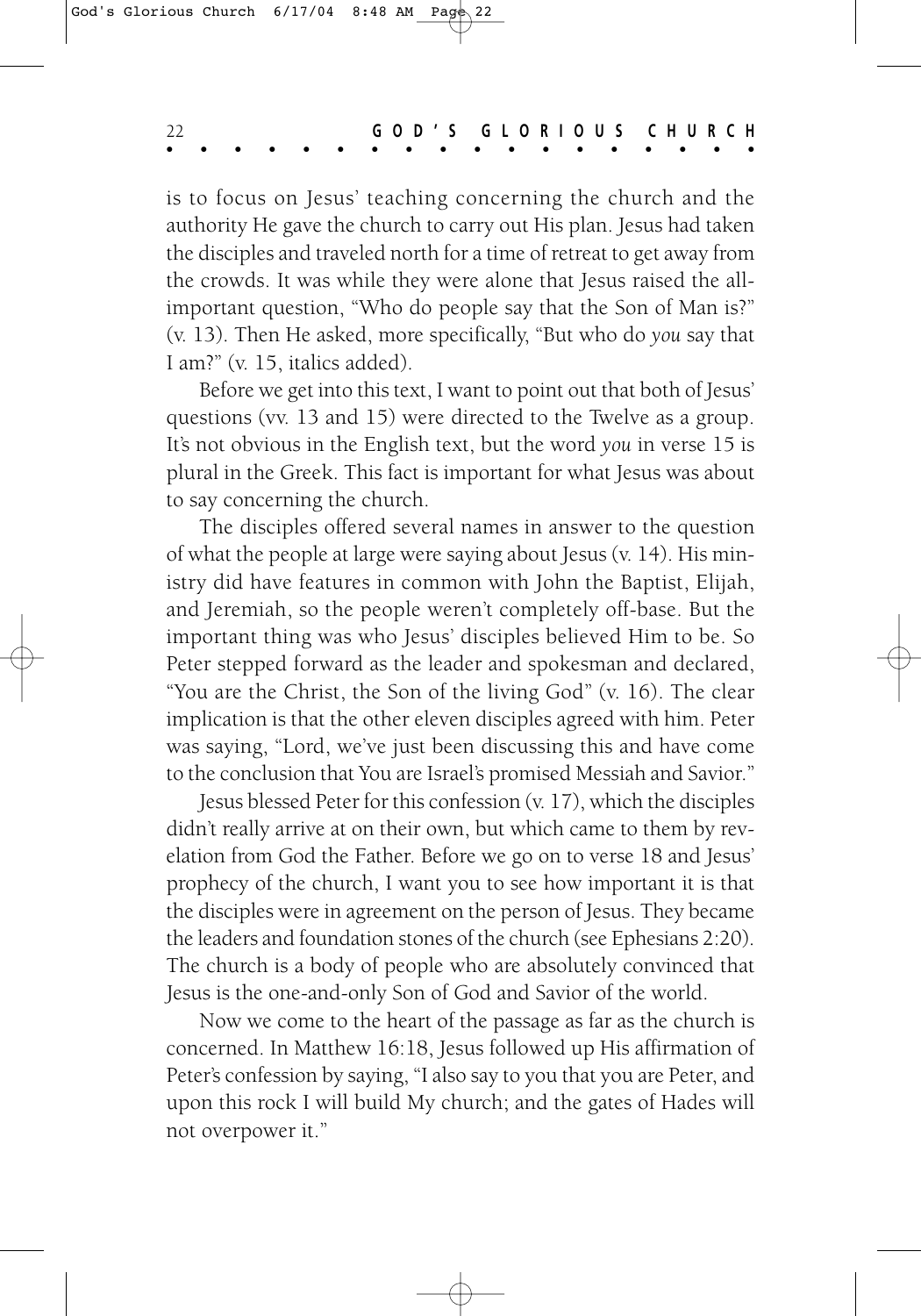is to focus on Jesus' teaching concerning the church and the authority He gave the church to carry out His plan. Jesus had taken the disciples and traveled north for a time of retreat to get away from the crowds. It was while they were alone that Jesus raised the all-important question, "Who do people say that the Son of Man is?" (v. 13). Then He asked, more specifically, "But who do *you* say that I am?" (v. 15, italics added).

Before we get into this text, I want to point out that both of Jesus' questions (vv. 13 and 15) were directed to the Twelve as a group. It's not obvious in the English text, but the word *you* in verse 15 is plural in the Greek. This fact is important for what Jesus was about to say concerning the church.

The disciples offered several names in answer to the question of what the people at large were saying about Jesus (v. 14). His ministry did have features in common with John the Baptist, Elijah, and Jeremiah, so the people weren't completely off-base. But the important thing was who Jesus' disciples believed Him to be. So Peter stepped forward as the leader and spokesman and declared, "You are the Christ, the Son of the living God" (v. 16). The clear implication is that the other eleven disciples agreed with him. Peter was saying, "Lord, we've just been discussing this and have come to the conclusion that You are Israel's promised Messiah and Savior."

Jesus blessed Peter for this confession (v. 17), which the disciples didn't really arrive at on their own, but which came to them by revelation from God the Father. Before we go on to verse 18 and Jesus' prophecy of the church, I want you to see how important it is that the disciples were in agreement on the person of Jesus. They became the leaders and foundation stones of the church (see Ephesians 2:20). The church is a body of people who are absolutely convinced that Jesus is the one-and-only Son of God and Savior of the world.

Now we come to the heart of the passage as far as the church is concerned. In Matthew 16:18, Jesus followed up His affirmation of Peter's confession by saying, "I also say to you that you are Peter, and upon this rock I will build My church; and the gates of Hades will not overpower it."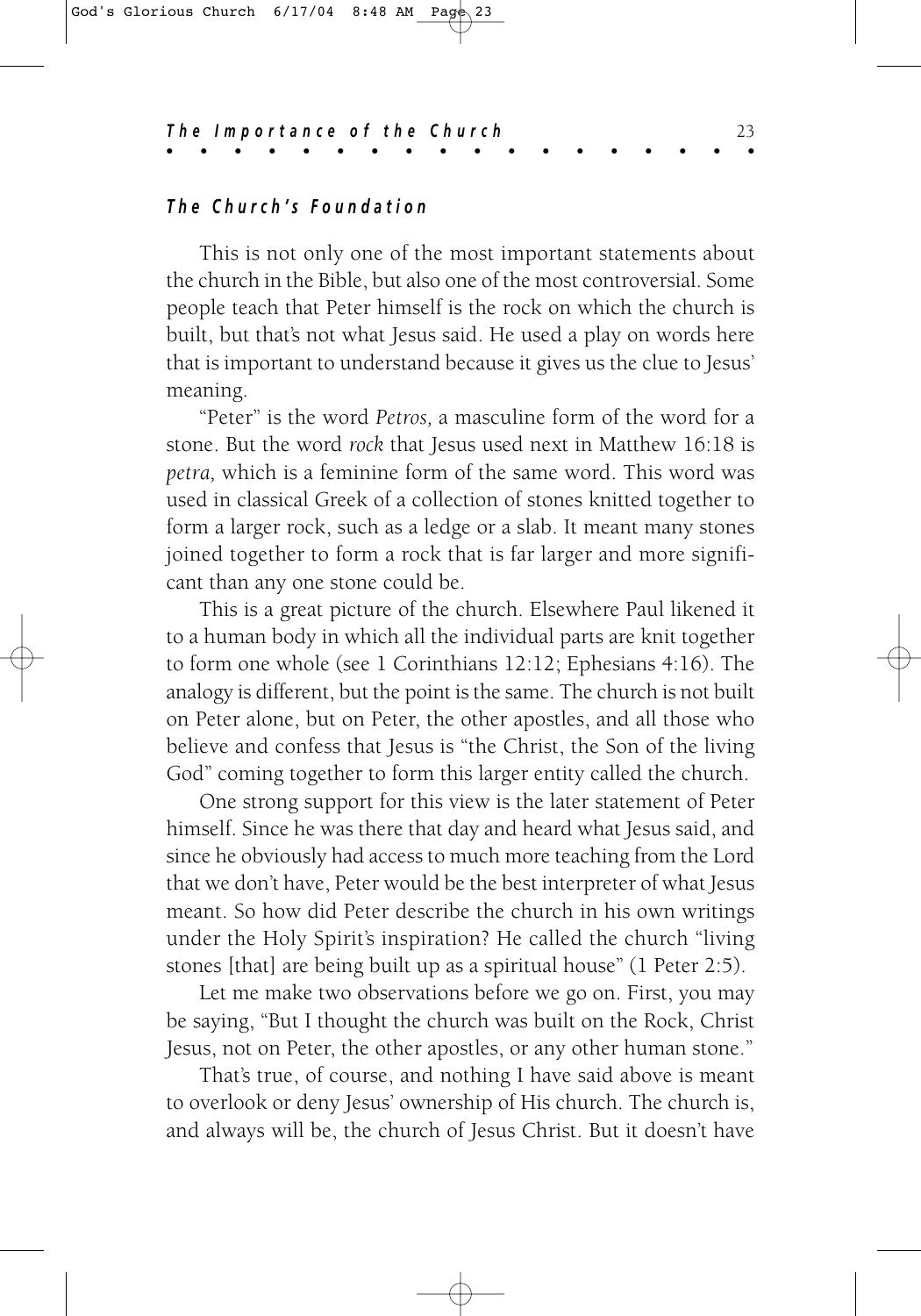### *The Church's Foundation*

This is not only one of the most important statements about the church in the Bible, but also one of the most controversial. Some people teach that Peter himself is the rock on which the church is built, but that's not what Jesus said. He used a play on words here that is important to understand because it gives us the clue to Jesus' meaning.

"Peter" is the word *Petros,* a masculine form of the word for a stone. But the word *rock* that Jesus used next in Matthew 16:18 is *petra,* which is a feminine form of the same word. This word was used in classical Greek of a collection of stones knitted together to form a larger rock, such as a ledge or a slab. It meant many stones joined together to form a rock that is far larger and more significant than any one stone could be.

This is a great picture of the church. Elsewhere Paul likened it to a human body in which all the individual parts are knit together to form one whole (see 1 Corinthians 12:12; Ephesians 4:16). The analogy is different, but the point is the same. The church is not built on Peter alone, but on Peter, the other apostles, and all those who believe and confess that Jesus is "the Christ, the Son of the living God" coming together to form this larger entity called the church.

One strong support for this view is the later statement of Peter himself. Since he was there that day and heard what Jesus said, and since he obviously had access to much more teaching from the Lord that we don't have, Peter would be the best interpreter of what Jesus meant. So how did Peter describe the church in his own writings under the Holy Spirit's inspiration? He called the church "living stones [that] are being built up as a spiritual house" (1 Peter 2:5).

Let me make two observations before we go on. First, you may be saying, "But I thought the church was built on the Rock, Christ Jesus, not on Peter, the other apostles, or any other human stone."

That's true, of course, and nothing I have said above is meant to overlook or deny Jesus' ownership of His church. The church is, and always will be, the church of Jesus Christ. But it doesn't have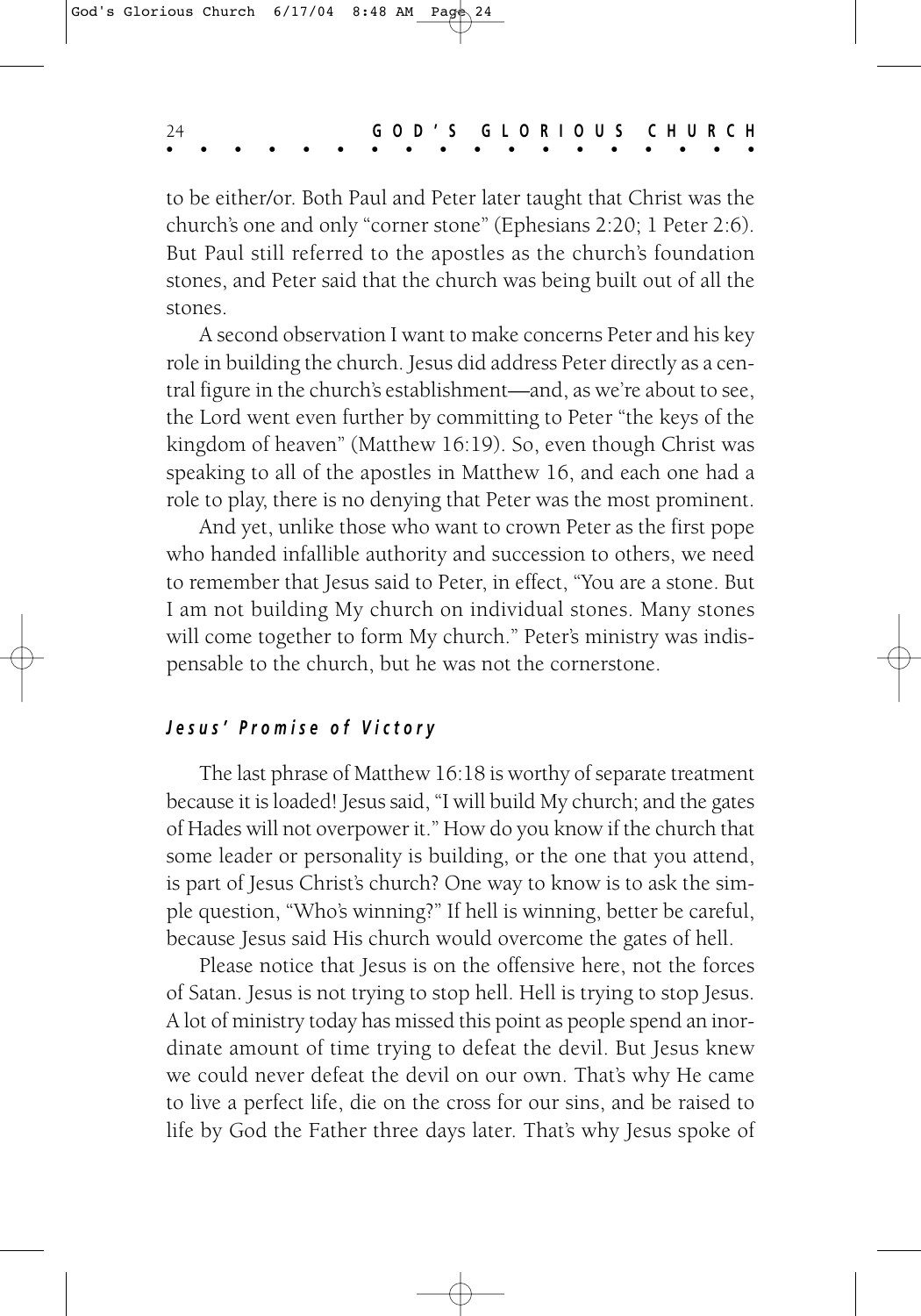to be either/or. Both Paul and Peter later taught that Christ was the church's one and only "corner stone" (Ephesians 2:20; 1 Peter 2:6). But Paul still referred to the apostles as the church's foundation stones, and Peter said that the church was being built out of all the stones.

A second observation I want to make concerns Peter and his key role in building the church. Jesus did address Peter directly as a central figure in the church's establishment—and, as we're about to see, the Lord went even further by committing to Peter "the keys of the kingdom of heaven" (Matthew 16:19). So, even though Christ was speaking to all of the apostles in Matthew 16, and each one had a role to play, there is no denying that Peter was the most prominent.

And yet, unlike those who want to crown Peter as the first pope who handed infallible authority and succession to others, we need to remember that Jesus said to Peter, in effect, "You are a stone. But I am not building My church on individual stones. Many stones will come together to form My church." Peter's ministry was indispensable to the church, but he was not the cornerstone.

### *Jesus' Promise of Victory*

The last phrase of Matthew 16:18 is worthy of separate treatment because it is loaded! Jesus said, "I will build My church; and the gates of Hades will not overpower it." How do you know if the church that some leader or personality is building, or the one that you attend, is part of Jesus Christ's church? One way to know is to ask the simple question, "Who's winning?" If hell is winning, better be careful, because Jesus said His church would overcome the gates of hell.

Please notice that Jesus is on the offensive here, not the forces of Satan. Jesus is not trying to stop hell. Hell is trying to stop Jesus. A lot of ministry today has missed this point as people spend an inordinate amount of time trying to defeat the devil. But Jesus knew we could never defeat the devil on our own. That's why He came to live a perfect life, die on the cross for our sins, and be raised to life by God the Father three days later. That's why Jesus spoke of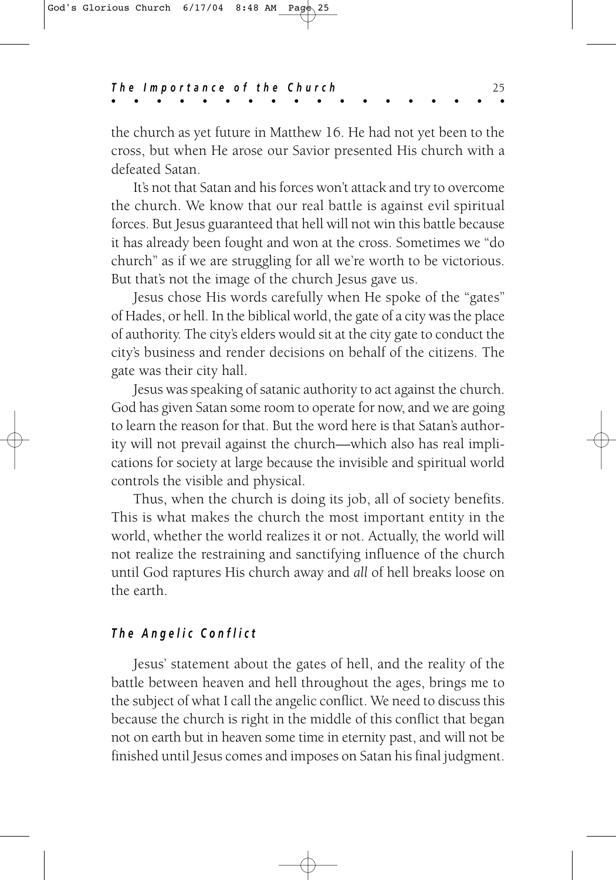the church as yet future in Matthew 16. He had not yet been to the cross, but when He arose our Savior presented His church with a defeated Satan.

It's not that Satan and his forces won't attack and try to overcome the church. We know that our real battle is against evil spiritual forces. But Jesus guaranteed that hell will not win this battle because it has already been fought and won at the cross. Sometimes we "do church" as if we are struggling for all we're worth to be victorious. But that's not the image of the church Jesus gave us.

Jesus chose His words carefully when He spoke of the "gates" of Hades, or hell. In the biblical world, the gate of a city was the place of authority. The city's elders would sit at the city gate to conduct the city's business and render decisions on behalf of the citizens. The gate was their city hall.

Jesus was speaking of satanic authority to act against the church. God has given Satan some room to operate for now, and we are going to learn the reason for that. But the word here is that Satan's authority will not prevail against the church—which also has real implications for society at large because the invisible and spiritual world controls the visible and physical.

Thus, when the church is doing its job, all of society benefits. This is what makes the church the most important entity in the world, whether the world realizes it or not. Actually, the world will not realize the restraining and sanctifying influence of the church until God raptures His church away and *all* of hell breaks loose on the earth.

### *The Angelic Conflict*

Jesus' statement about the gates of hell, and the reality of the battle between heaven and hell throughout the ages, brings me to the subject of what I call the angelic conflict. We need to discuss this because the church is right in the middle of this conflict that began not on earth but in heaven some time in eternity past, and will not be finished until Jesus comes and imposes on Satan his final judgment.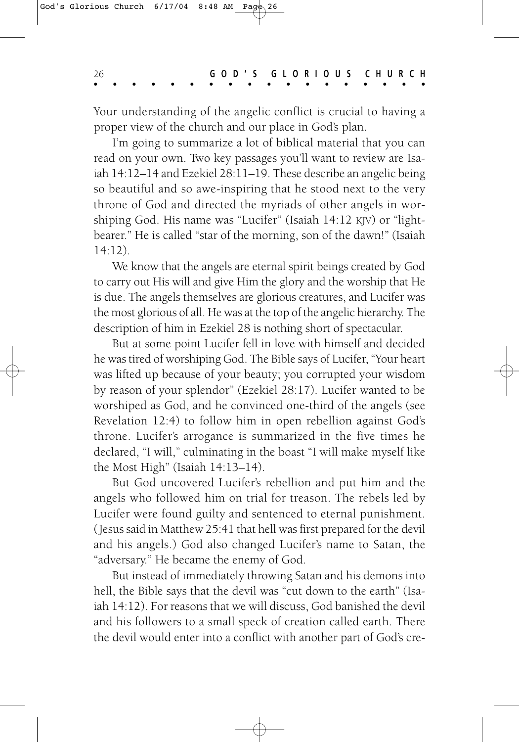Your understanding of the angelic conflict is crucial to having a proper view of the church and our place in God's plan.

I'm going to summarize a lot of biblical material that you can read on your own. Two key passages you'll want to review are Isaiah 14:12–14 and Ezekiel 28:11–19. These describe an angelic being so beautiful and so awe-inspiring that he stood next to the very throne of God and directed the myriads of other angels in worshiping God. His name was "Lucifer" (Isaiah 14:12 KJV) or "lightbearer." He is called "star of the morning, son of the dawn!" (Isaiah 14:12).

We know that the angels are eternal spirit beings created by God to carry out His will and give Him the glory and the worship that He is due. The angels themselves are glorious creatures, and Lucifer was the most glorious of all. He was at the top of the angelic hierarchy. The description of him in Ezekiel 28 is nothing short of spectacular.

But at some point Lucifer fell in love with himself and decided he was tired of worshiping God. The Bible says of Lucifer, "Your heart was lifted up because of your beauty; you corrupted your wisdom by reason of your splendor" (Ezekiel 28:17). Lucifer wanted to be worshiped as God, and he convinced one-third of the angels (see Revelation 12:4) to follow him in open rebellion against God's throne. Lucifer's arrogance is summarized in the five times he declared, "I will," culminating in the boast "I will make myself like the Most High" (Isaiah 14:13–14).

But God uncovered Lucifer's rebellion and put him and the angels who followed him on trial for treason. The rebels led by Lucifer were found guilty and sentenced to eternal punishment. (Jesus said in Matthew 25:41 that hell was first prepared for the devil and his angels.) God also changed Lucifer's name to Satan, the "adversary." He became the enemy of God.

But instead of immediately throwing Satan and his demons into hell, the Bible says that the devil was "cut down to the earth" (Isaiah 14:12). For reasons that we will discuss, God banished the devil and his followers to a small speck of creation called earth. There the devil would enter into a conflict with another part of God's cre-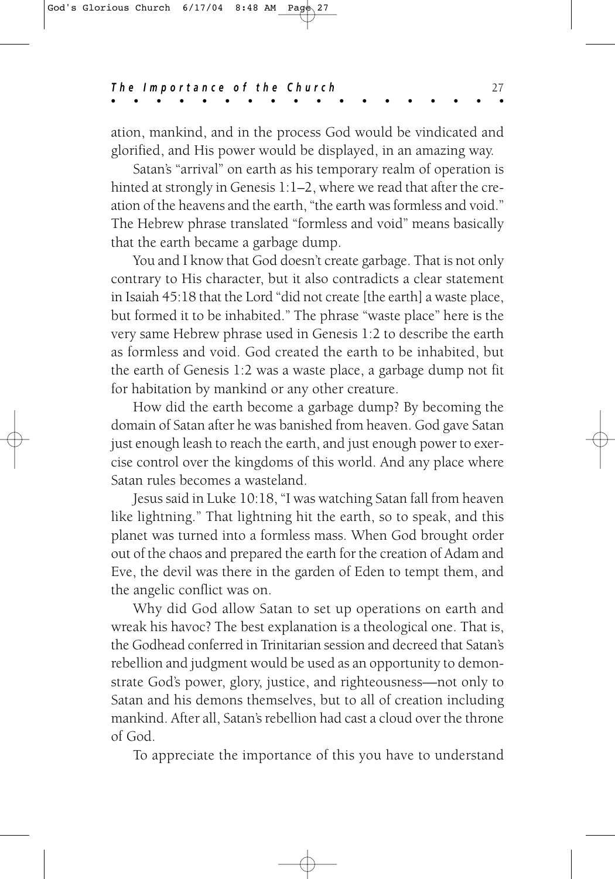ation, mankind, and in the process God would be vindicated and glorified, and His power would be displayed, in an amazing way.

Satan's "arrival" on earth as his temporary realm of operation is hinted at strongly in Genesis 1:1–2, where we read that after the creation of the heavens and the earth, "the earth was formless and void." The Hebrew phrase translated "formless and void" means basically that the earth became a garbage dump.

You and I know that God doesn't create garbage. That is not only contrary to His character, but it also contradicts a clear statement in Isaiah 45:18 that the Lord "did not create [the earth] a waste place, but formed it to be inhabited." The phrase "waste place" here is the very same Hebrew phrase used in Genesis 1:2 to describe the earth as formless and void. God created the earth to be inhabited, but the earth of Genesis 1:2 was a waste place, a garbage dump not fit for habitation by mankind or any other creature.

How did the earth become a garbage dump? By becoming the domain of Satan after he was banished from heaven. God gave Satan just enough leash to reach the earth, and just enough power to exercise control over the kingdoms of this world. And any place where Satan rules becomes a wasteland.

Jesus said in Luke 10:18, "I was watching Satan fall from heaven like lightning." That lightning hit the earth, so to speak, and this planet was turned into a formless mass. When God brought order out of the chaos and prepared the earth for the creation of Adam and Eve, the devil was there in the garden of Eden to tempt them, and the angelic conflict was on.

Why did God allow Satan to set up operations on earth and wreak his havoc? The best explanation is a theological one. That is, the Godhead conferred in Trinitarian session and decreed that Satan's rebellion and judgment would be used as an opportunity to demonstrate God's power, glory, justice, and righteousness—not only to Satan and his demons themselves, but to all of creation including mankind. After all, Satan's rebellion had cast a cloud over the throne of God.

To appreciate the importance of this you have to understand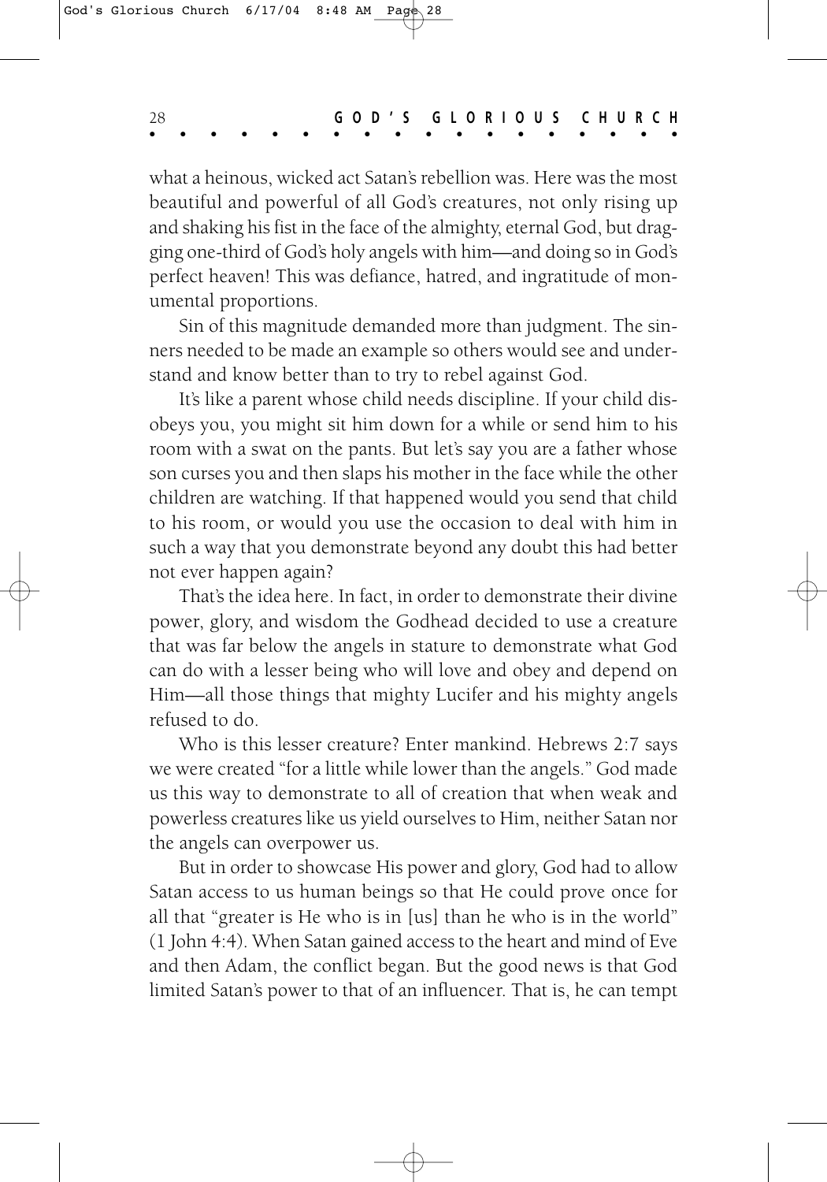what a heinous, wicked act Satan's rebellion was. Here was the most beautiful and powerful of all God's creatures, not only rising up and shaking his fist in the face of the almighty, eternal God, but dragging one-third of God's holy angels with him—and doing so in God's perfect heaven! This was defiance, hatred, and ingratitude of monumental proportions.

Sin of this magnitude demanded more than judgment. The sinners needed to be made an example so others would see and understand and know better than to try to rebel against God.

It's like a parent whose child needs discipline. If your child disobeys you, you might sit him down for a while or send him to his room with a swat on the pants. But let's say you are a father whose son curses you and then slaps his mother in the face while the other children are watching. If that happened would you send that child to his room, or would you use the occasion to deal with him in such a way that you demonstrate beyond any doubt this had better not ever happen again?

That's the idea here. In fact, in order to demonstrate their divine power, glory, and wisdom the Godhead decided to use a creature that was far below the angels in stature to demonstrate what God can do with a lesser being who will love and obey and depend on Him—all those things that mighty Lucifer and his mighty angels refused to do.

Who is this lesser creature? Enter mankind. Hebrews 2:7 says we were created "for a little while lower than the angels." God made us this way to demonstrate to all of creation that when weak and powerless creatures like us yield ourselves to Him, neither Satan nor the angels can overpower us.

But in order to showcase His power and glory, God had to allow Satan access to us human beings so that He could prove once for all that "greater is He who is in [us] than he who is in the world" (1 John 4:4). When Satan gained access to the heart and mind of Eve and then Adam, the conflict began. But the good news is that God limited Satan's power to that of an influencer. That is, he can tempt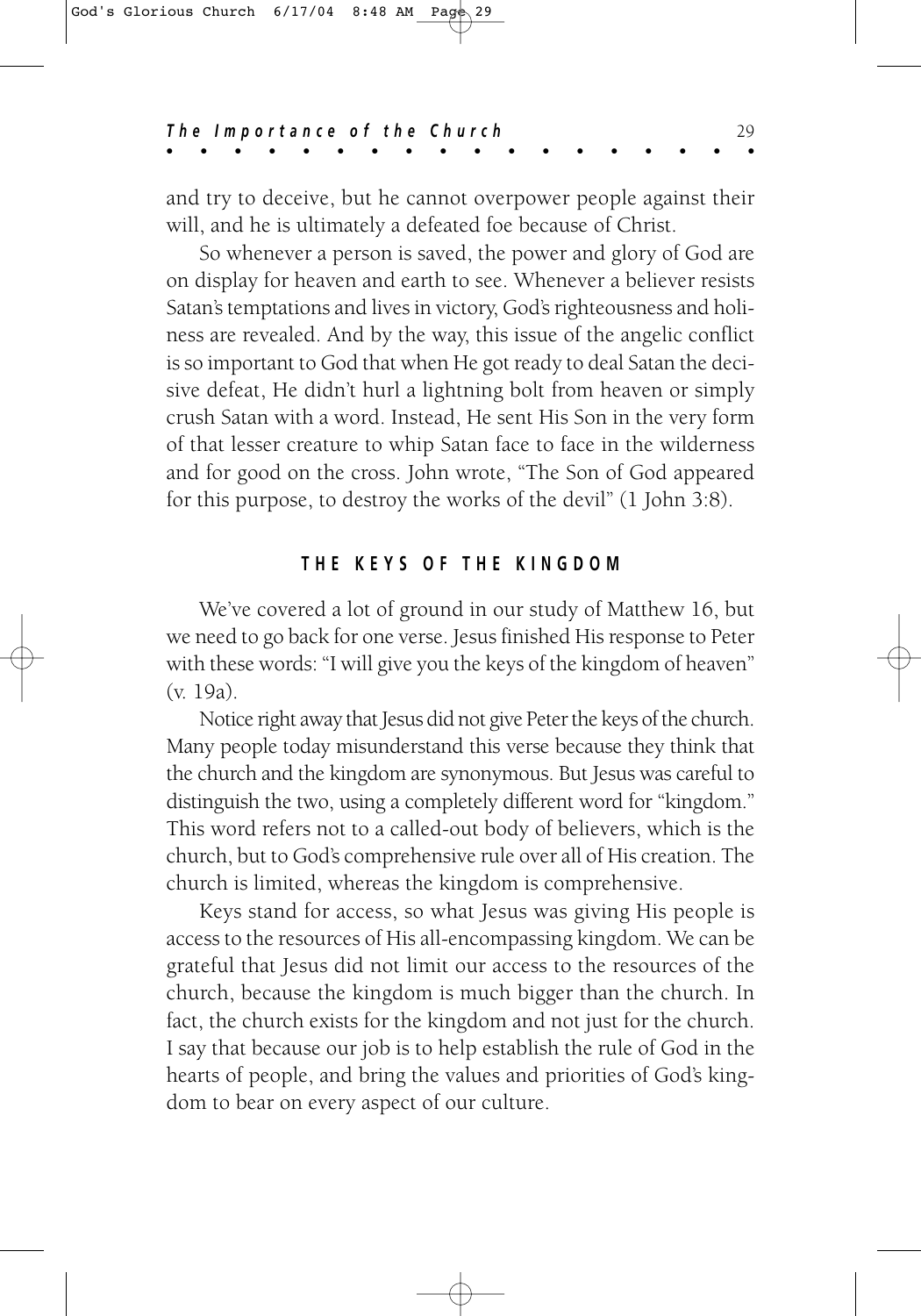and try to deceive, but he cannot overpower people against their will, and he is ultimately a defeated foe because of Christ.

So whenever a person is saved, the power and glory of God are on display for heaven and earth to see. Whenever a believer resists Satan's temptations and lives in victory, God's righteousness and holiness are revealed. And by the way, this issue of the angelic conflict is so important to God that when He got ready to deal Satan the decisive defeat, He didn't hurl a lightning bolt from heaven or simply crush Satan with a word. Instead, He sent His Son in the very form of that lesser creature to whip Satan face to face in the wilderness and for good on the cross. John wrote, "The Son of God appeared for this purpose, to destroy the works of the devil" (1 John 3:8).

## THE KEYS OF THE KINGDOM

We've covered a lot of ground in our study of Matthew 16, but we need to go back for one verse. Jesus finished His response to Peter with these words: "I will give you the keys of the kingdom of heaven" (v. 19a).

Notice right away that Jesus did not give Peter the keys of the church. Many people today misunderstand this verse because they think that the church and the kingdom are synonymous. But Jesus was careful to distinguish the two, using a completely different word for "kingdom." This word refers not to a called-out body of believers, which is the church, but to God's comprehensive rule over all of His creation. The church is limited, whereas the kingdom is comprehensive.

Keys stand for access, so what Jesus was giving His people is access to the resources of His all-encompassing kingdom. We can be grateful that Jesus did not limit our access to the resources of the church, because the kingdom is much bigger than the church. In fact, the church exists for the kingdom and not just for the church. I say that because our job is to help establish the rule of God in the hearts of people, and bring the values and priorities of God's kingdom to bear on every aspect of our culture.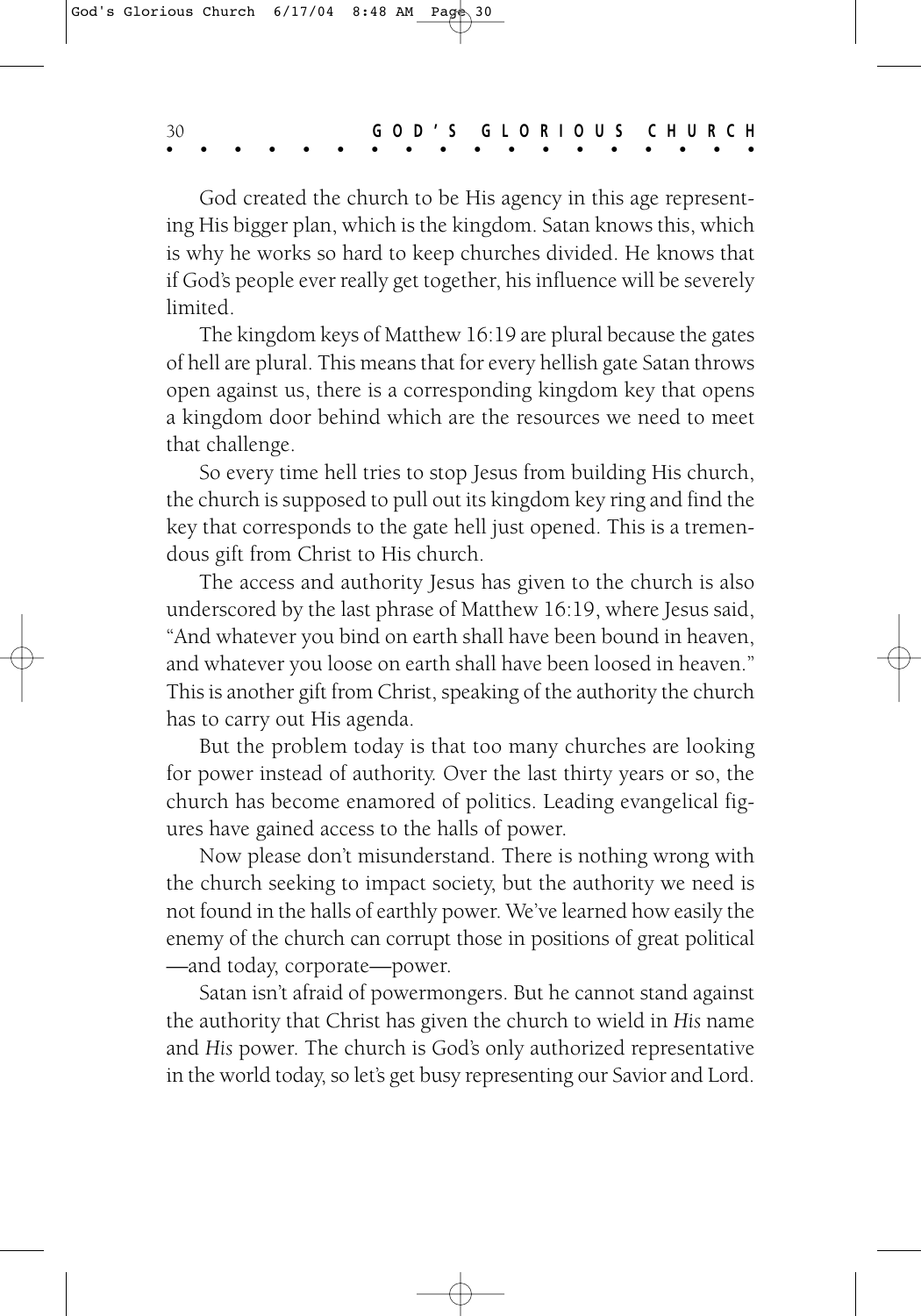God created the church to be His agency in this age representing His bigger plan, which is the kingdom. Satan knows this, which is why he works so hard to keep churches divided. He knows that if God's people ever really get together, his influence will be severely limited.

The kingdom keys of Matthew 16:19 are plural because the gates of hell are plural. This means that for every hellish gate Satan throws open against us, there is a corresponding kingdom key that opens a kingdom door behind which are the resources we need to meet that challenge.

So every time hell tries to stop Jesus from building His church, the church is supposed to pull out its kingdom key ring and find the key that corresponds to the gate hell just opened. This is a tremendous gift from Christ to His church.

The access and authority Jesus has given to the church is also underscored by the last phrase of Matthew 16:19, where Jesus said, "And whatever you bind on earth shall have been bound in heaven, and whatever you loose on earth shall have been loosed in heaven." This is another gift from Christ, speaking of the authority the church has to carry out His agenda.

But the problem today is that too many churches are looking for power instead of authority. Over the last thirty years or so, the church has become enamored of politics. Leading evangelical figures have gained access to the halls of power.

Now please don't misunderstand. There is nothing wrong with the church seeking to impact society, but the authority we need is not found in the halls of earthly power. We've learned how easily the enemy of the church can corrupt those in positions of great political —and today, corporate—power.

Satan isn't afraid of powermongers. But he cannot stand against the authority that Christ has given the church to wield in *His* name and *His* power. The church is God's only authorized representative in the world today, so let's get busy representing our Savior and Lord.